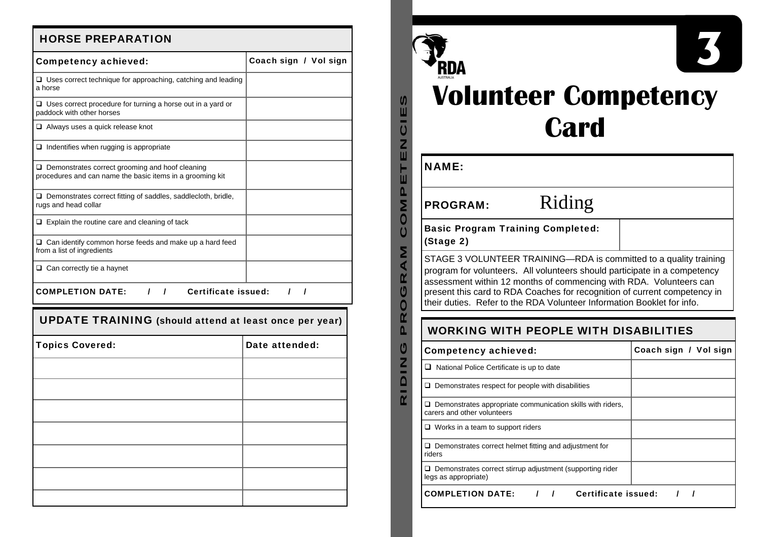## HORSE PREPARATION

| Competency achieved: | Coach sign / Vol sign |
| --- | --- |
| ❑ Uses correct technique for approaching, catching and leading a horse | |
| ❑ Uses correct procedure for turning a horse out in a yard or paddock with other horses | |
| ❑ Always uses a quick release knot | |
| ❑ Indentifies when rugging is appropriate | |
| ❑ Demonstrates correct grooming and hoof cleaning procedures and can name the basic items in a grooming kit | |
| ❑ Demonstrates correct fitting of saddles, saddlecloth, bridle, rugs and head collar | |
| ❑ Explain the routine care and cleaning of tack | |
| ❑ Can identify common horse feeds and make up a hard feed from a list of ingredients | |
| ❑ Can correctly tie a haynet | |

**COMPLETION DATE: / / Certificate issued: / /**

## UPDATE TRAINING (should attend at least once per year)

| Topics Covered: | Date attended: |
| --- | --- |
| | |
| | |
| | |
| | |
| | |
| | |
| | |

**RIDING PROGRAM COMPETENCIES**

RDA AUSTRALIA

3

# Volunteer Competency Card

| NAME: | |
| --- | --- |
| **PROGRAM:** Riding | |
| **Basic Program Training Completed: (Stage 2)** | |

STAGE 3 VOLUNTEER TRAINING—RDA is committed to a quality training program for volunteers. All volunteers should participate in a competency assessment within 12 months of commencing with RDA. Volunteers can present this card to RDA Coaches for recognition of current competency in their duties. Refer to the RDA Volunteer Information Booklet for info.

## WORKING WITH PEOPLE WITH DISABILITIES

| Competency achieved: | Coach sign / Vol sign |
| --- | --- |
| ❑ National Police Certificate is up to date | |
| ❑ Demonstrates respect for people with disabilities | |
| ❑ Demonstrates appropriate communication skills with riders, carers and other volunteers | |
| ❑ Works in a team to support riders | |
| ❑ Demonstrates correct helmet fitting and adjustment for riders | |
| ❑ Demonstrates correct stirrup adjustment (supporting rider legs as appropriate) | |

**COMPLETION DATE: / / Certificate issued: / /**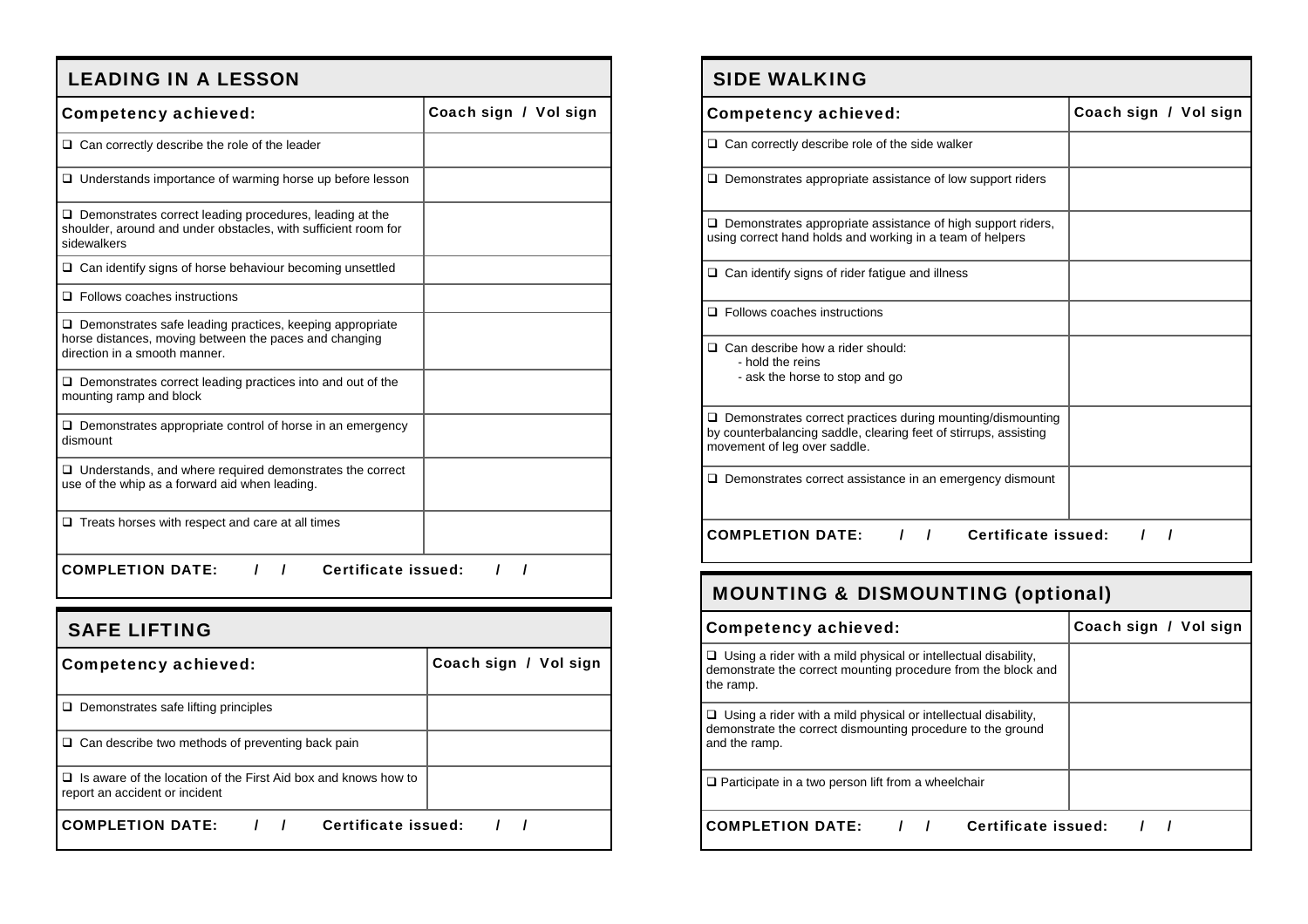## LEADING IN A LESSON

| Competency achieved: | Coach sign / Vol sign |
| --- | --- |
| ❑ Can correctly describe the role of the leader | |
| ❑ Understands importance of warming horse up before lesson | |
| ❑ Demonstrates correct leading procedures, leading at the shoulder, around and under obstacles, with sufficient room for sidewalkers | |
| ❑ Can identify signs of horse behaviour becoming unsettled | |
| ❑ Follows coaches instructions | |
| ❑ Demonstrates safe leading practices, keeping appropriate horse distances, moving between the paces and changing direction in a smooth manner. | |
| ❑ Demonstrates correct leading practices into and out of the mounting ramp and block | |
| ❑ Demonstrates appropriate control of horse in an emergency dismount | |
| ❑ Understands, and where required demonstrates the correct use of the whip as a forward aid when leading. | |
| ❑ Treats horses with respect and care at all times | |

**COMPLETION DATE: / / Certificate issued: / /**

## SAFE LIFTING

| Competency achieved: | Coach sign / Vol sign |
| --- | --- |
| ❑ Demonstrates safe lifting principles | |
| ❑ Can describe two methods of preventing back pain | |
| ❑ Is aware of the location of the First Aid box and knows how to report an accident or incident | |

**COMPLETION DATE: / / Certificate issued: / /**

## SIDE WALKING

| Competency achieved: | Coach sign / Vol sign |
| --- | --- |
| ❑ Can correctly describe role of the side walker | |
| ❑ Demonstrates appropriate assistance of low support riders | |
| ❑ Demonstrates appropriate assistance of high support riders, using correct hand holds and working in a team of helpers | |
| ❑ Can identify signs of rider fatigue and illness | |
| ❑ Follows coaches instructions | |
| ❑ Can describe how a rider should:<br>- hold the reins<br>- ask the horse to stop and go | |
| ❑ Demonstrates correct practices during mounting/dismounting by counterbalancing saddle, clearing feet of stirrups, assisting movement of leg over saddle. | |
| ❑ Demonstrates correct assistance in an emergency dismount | |

**COMPLETION DATE: / / Certificate issued: / /**

## MOUNTING & DISMOUNTING (optional)

| Competency achieved: | Coach sign / Vol sign |
| --- | --- |
| ❑ Using a rider with a mild physical or intellectual disability, demonstrate the correct mounting procedure from the block and the ramp. | |
| ❑ Using a rider with a mild physical or intellectual disability, demonstrate the correct dismounting procedure to the ground and the ramp. | |
| ❑ Participate in a two person lift from a wheelchair | |

**COMPLETION DATE: / / Certificate issued: / /**